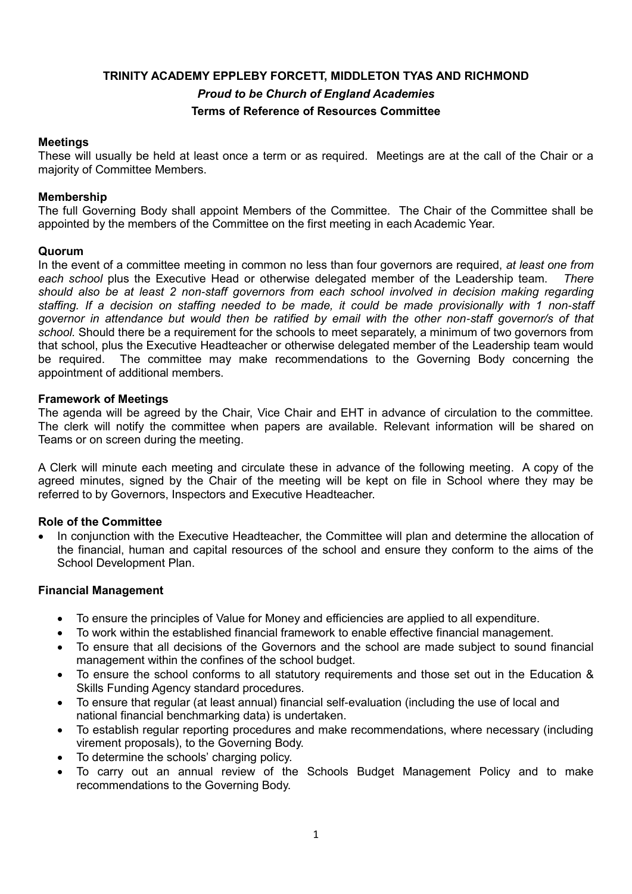# TRINITY ACADEMY EPPLEBY FORCETT, MIDDLETON TYAS AND RICHMOND

***Proud to be Church of England Academies***

**Terms of Reference of Resources Committee**

## Meetings

These will usually be held at least once a term or as required. Meetings are at the call of the Chair or a majority of Committee Members.

## Membership

The full Governing Body shall appoint Members of the Committee. The Chair of the Committee shall be appointed by the members of the Committee on the first meeting in each Academic Year.

## Quorum

In the event of a committee meeting in common no less than four governors are required, *at least one from each school* plus the Executive Head or otherwise delegated member of the Leadership team. *There should also be at least 2 non-staff governors from each school involved in decision making regarding staffing. If a decision on staffing needed to be made, it could be made provisionally with 1 non-staff governor in attendance but would then be ratified by email with the other non-staff governor/s of that school.* Should there be a requirement for the schools to meet separately, a minimum of two governors from that school, plus the Executive Headteacher or otherwise delegated member of the Leadership team would be required. The committee may make recommendations to the Governing Body concerning the appointment of additional members.

## Framework of Meetings

The agenda will be agreed by the Chair, Vice Chair and EHT in advance of circulation to the committee. The clerk will notify the committee when papers are available. Relevant information will be shared on Teams or on screen during the meeting.

A Clerk will minute each meeting and circulate these in advance of the following meeting. A copy of the agreed minutes, signed by the Chair of the meeting will be kept on file in School where they may be referred to by Governors, Inspectors and Executive Headteacher.

## Role of the Committee

- In conjunction with the Executive Headteacher, the Committee will plan and determine the allocation of the financial, human and capital resources of the school and ensure they conform to the aims of the School Development Plan.

## Financial Management

- To ensure the principles of Value for Money and efficiencies are applied to all expenditure.
- To work within the established financial framework to enable effective financial management.
- To ensure that all decisions of the Governors and the school are made subject to sound financial management within the confines of the school budget.
- To ensure the school conforms to all statutory requirements and those set out in the Education & Skills Funding Agency standard procedures.
- To ensure that regular (at least annual) financial self-evaluation (including the use of local and national financial benchmarking data) is undertaken.
- To establish regular reporting procedures and make recommendations, where necessary (including virement proposals), to the Governing Body.
- To determine the schools' charging policy.
- To carry out an annual review of the Schools Budget Management Policy and to make recommendations to the Governing Body.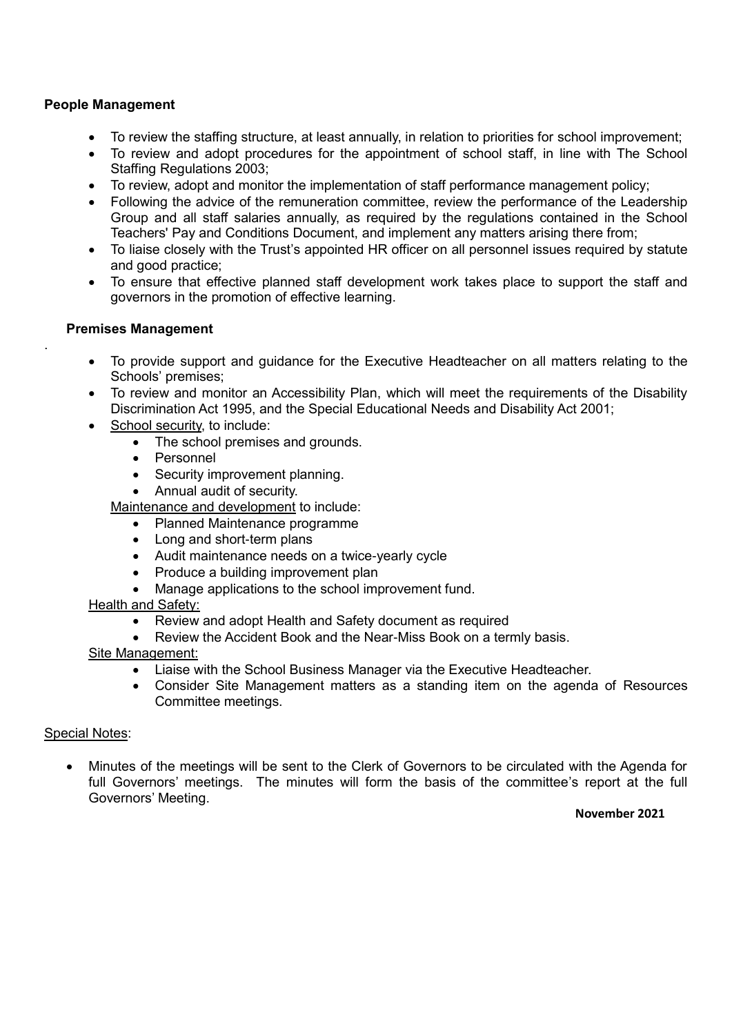**People Management**

- To review the staffing structure, at least annually, in relation to priorities for school improvement;
- To review and adopt procedures for the appointment of school staff, in line with The School Staffing Regulations 2003;
- To review, adopt and monitor the implementation of staff performance management policy;
- Following the advice of the remuneration committee, review the performance of the Leadership Group and all staff salaries annually, as required by the regulations contained in the School Teachers' Pay and Conditions Document, and implement any matters arising there from;
- To liaise closely with the Trust's appointed HR officer on all personnel issues required by statute and good practice;
- To ensure that effective planned staff development work takes place to support the staff and governors in the promotion of effective learning.

**Premises Management**

.

- To provide support and guidance for the Executive Headteacher on all matters relating to the Schools' premises;
- To review and monitor an Accessibility Plan, which will meet the requirements of the Disability Discrimination Act 1995, and the Special Educational Needs and Disability Act 2001;
- <u>School security</u>, to include:
    - The school premises and grounds.
    - Personnel
    - Security improvement planning.
    - Annual audit of security.

  <u>Maintenance and development</u> to include:
    - Planned Maintenance programme
    - Long and short-term plans
    - Audit maintenance needs on a twice-yearly cycle
    - Produce a building improvement plan
    - Manage applications to the school improvement fund.

  <u>Health and Safety:</u>
    - Review and adopt Health and Safety document as required
    - Review the Accident Book and the Near-Miss Book on a termly basis.

  <u>Site Management:</u>
    - Liaise with the School Business Manager via the Executive Headteacher.
    - Consider Site Management matters as a standing item on the agenda of Resources Committee meetings.

<u>Special Notes</u>:

- Minutes of the meetings will be sent to the Clerk of Governors to be circulated with the Agenda for full Governors' meetings. The minutes will form the basis of the committee's report at the full Governors' Meeting.

**November 2021**